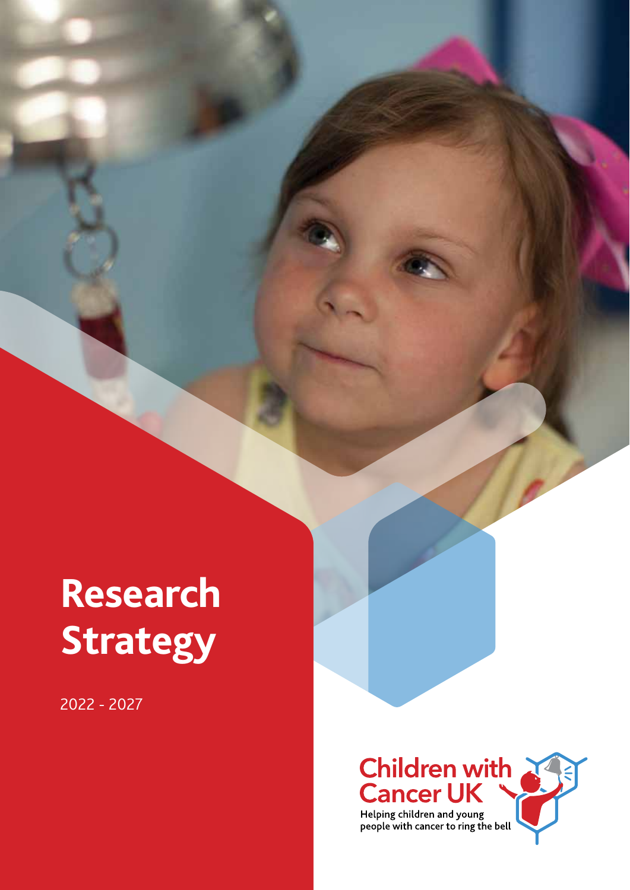# Research Strategy

2022 - 2027

Children with Cancer UK

Helping children and young people with cancer to ring the bell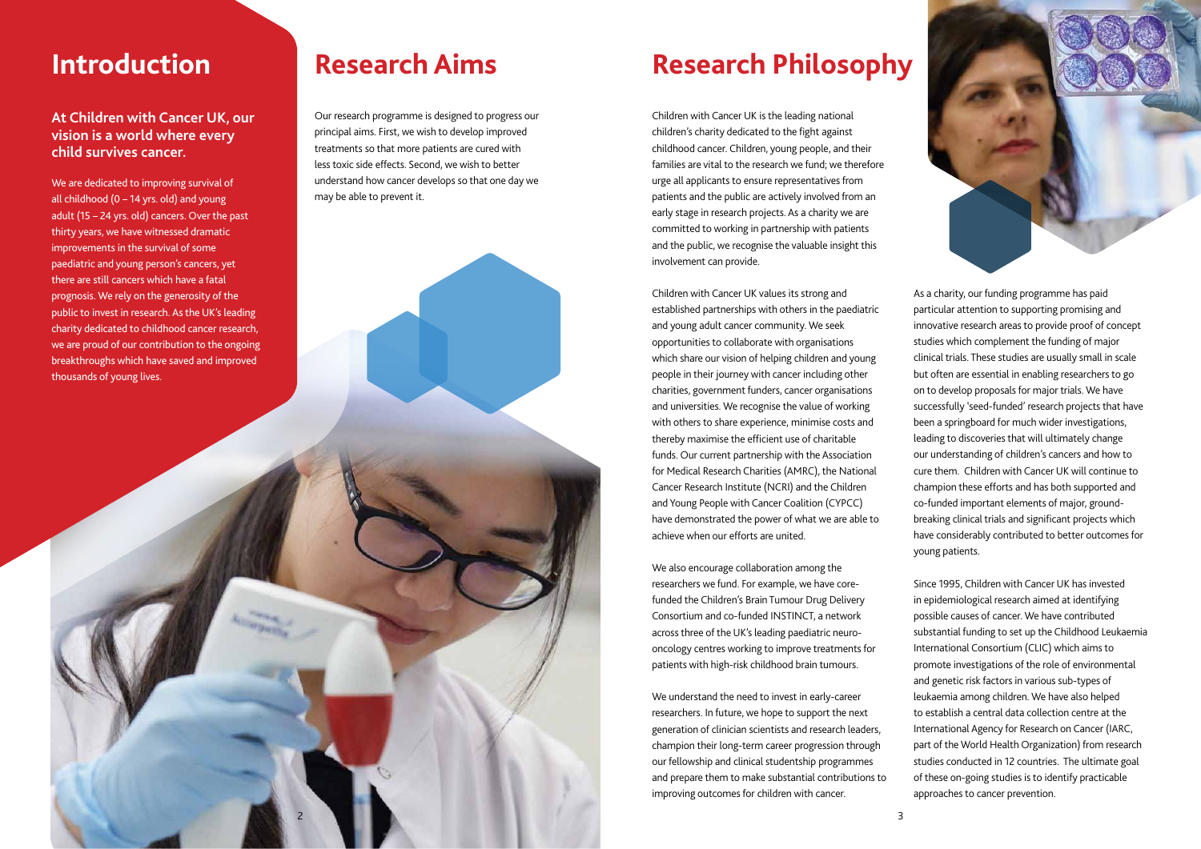# Introduction

**At Children with Cancer UK, our vision is a world where every child survives cancer.**

We are dedicated to improving survival of all childhood (0 – 14 yrs. old) and young adult (15 – 24 yrs. old) cancers. Over the past thirty years, we have witnessed dramatic improvements in the survival of some paediatric and young person's cancers, yet there are still cancers which have a fatal prognosis. We rely on the generosity of the public to invest in research. As the UK's leading charity dedicated to childhood cancer research, we are proud of our contribution to the ongoing breakthroughs which have saved and improved thousands of young lives.

# Research Aims

Our research programme is designed to progress our principal aims. First, we wish to develop improved treatments so that more patients are cured with less toxic side effects. Second, we wish to better understand how cancer develops so that one day we may be able to prevent it.

# Research Philosophy

Children with Cancer UK is the leading national children's charity dedicated to the fight against childhood cancer. Children, young people, and their families are vital to the research we fund; we therefore urge all applicants to ensure representatives from patients and the public are actively involved from an early stage in research projects. As a charity we are committed to working in partnership with patients and the public, we recognise the valuable insight this involvement can provide.

Children with Cancer UK values its strong and established partnerships with others in the paediatric and young adult cancer community. We seek opportunities to collaborate with organisations which share our vision of helping children and young people in their journey with cancer including other charities, government funders, cancer organisations and universities. We recognise the value of working with others to share experience, minimise costs and thereby maximise the efficient use of charitable funds. Our current partnership with the Association for Medical Research Charities (AMRC), the National Cancer Research Institute (NCRI) and the Children and Young People with Cancer Coalition (CYPCC) have demonstrated the power of what we are able to achieve when our efforts are united.

We also encourage collaboration among the researchers we fund. For example, we have core-funded the Children's Brain Tumour Drug Delivery Consortium and co-funded INSTINCT, a network across three of the UK's leading paediatric neuro-oncology centres working to improve treatments for patients with high-risk childhood brain tumours.

We understand the need to invest in early-career researchers. In future, we hope to support the next generation of clinician scientists and research leaders, champion their long-term career progression through our fellowship and clinical studentship programmes and prepare them to make substantial contributions to improving outcomes for children with cancer.

As a charity, our funding programme has paid particular attention to supporting promising and innovative research areas to provide proof of concept studies which complement the funding of major clinical trials. These studies are usually small in scale but often are essential in enabling researchers to go on to develop proposals for major trials. We have successfully 'seed-funded' research projects that have been a springboard for much wider investigations, leading to discoveries that will ultimately change our understanding of children's cancers and how to cure them. Children with Cancer UK will continue to champion these efforts and has both supported and co-funded important elements of major, ground-breaking clinical trials and significant projects which have considerably contributed to better outcomes for young patients.

Since 1995, Children with Cancer UK has invested in epidemiological research aimed at identifying possible causes of cancer. We have contributed substantial funding to set up the Childhood Leukaemia International Consortium (CLIC) which aims to promote investigations of the role of environmental and genetic risk factors in various sub-types of leukaemia among children. We have also helped to establish a central data collection centre at the International Agency for Research on Cancer (IARC, part of the World Health Organization) from research studies conducted in 12 countries. The ultimate goal of these on-going studies is to identify practicable approaches to cancer prevention.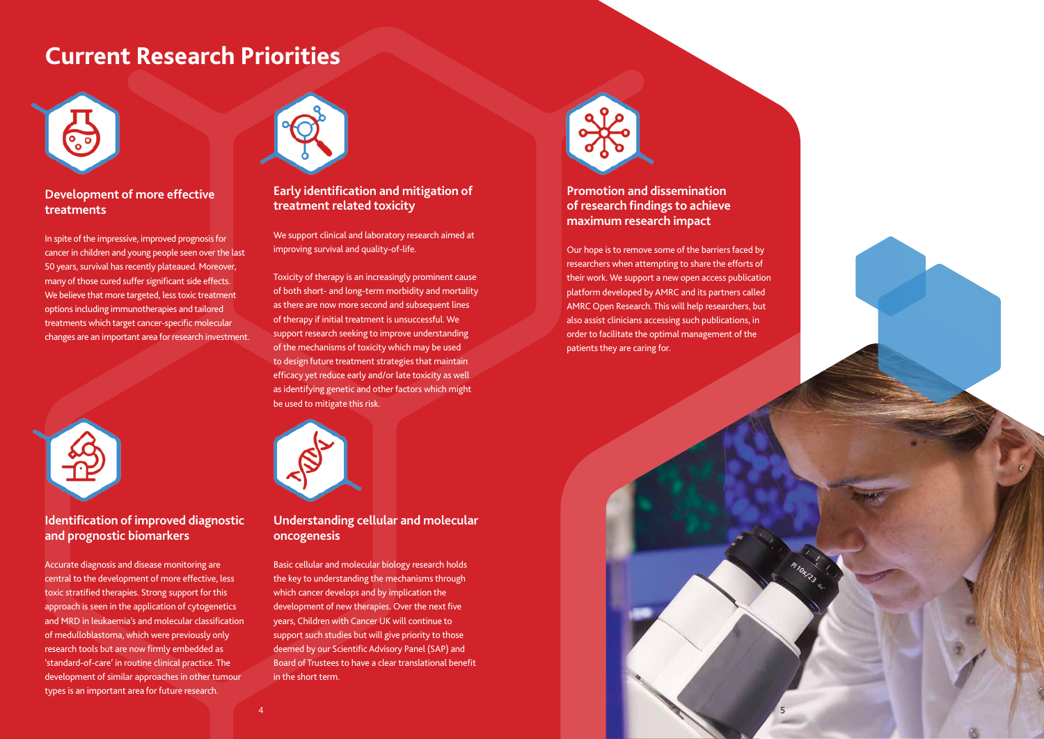# Current Research Priorities

## Development of more effective treatments

In spite of the impressive, improved prognosis for cancer in children and young people seen over the last 50 years, survival has recently plateaued. Moreover, many of those cured suffer significant side effects. We believe that more targeted, less toxic treatment options including immunotherapies and tailored treatments which target cancer-specific molecular changes are an important area for research investment.

## Identification of improved diagnostic and prognostic biomarkers

Accurate diagnosis and disease monitoring are central to the development of more effective, less toxic stratified therapies. Strong support for this approach is seen in the application of cytogenetics and MRD in leukaemia's and molecular classification of medulloblastoma, which were previously only research tools but are now firmly embedded as 'standard-of-care' in routine clinical practice. The development of similar approaches in other tumour types is an important area for future research.

## Early identification and mitigation of treatment related toxicity

We support clinical and laboratory research aimed at improving survival and quality-of-life.

Toxicity of therapy is an increasingly prominent cause of both short- and long-term morbidity and mortality as there are now more second and subsequent lines of therapy if initial treatment is unsuccessful. We support research seeking to improve understanding of the mechanisms of toxicity which may be used to design future treatment strategies that maintain efficacy yet reduce early and/or late toxicity as well as identifying genetic and other factors which might be used to mitigate this risk.

## Understanding cellular and molecular oncogenesis

Basic cellular and molecular biology research holds the key to understanding the mechanisms through which cancer develops and by implication the development of new therapies. Over the next five years, Children with Cancer UK will continue to support such studies but will give priority to those deemed by our Scientific Advisory Panel (SAP) and Board of Trustees to have a clear translational benefit in the short term.

## Promotion and dissemination of research findings to achieve maximum research impact

Our hope is to remove some of the barriers faced by researchers when attempting to share the efforts of their work. We support a new open access publication platform developed by AMRC and its partners called AMRC Open Research. This will help researchers, but also assist clinicians accessing such publications, in order to facilitate the optimal management of the patients they are caring for.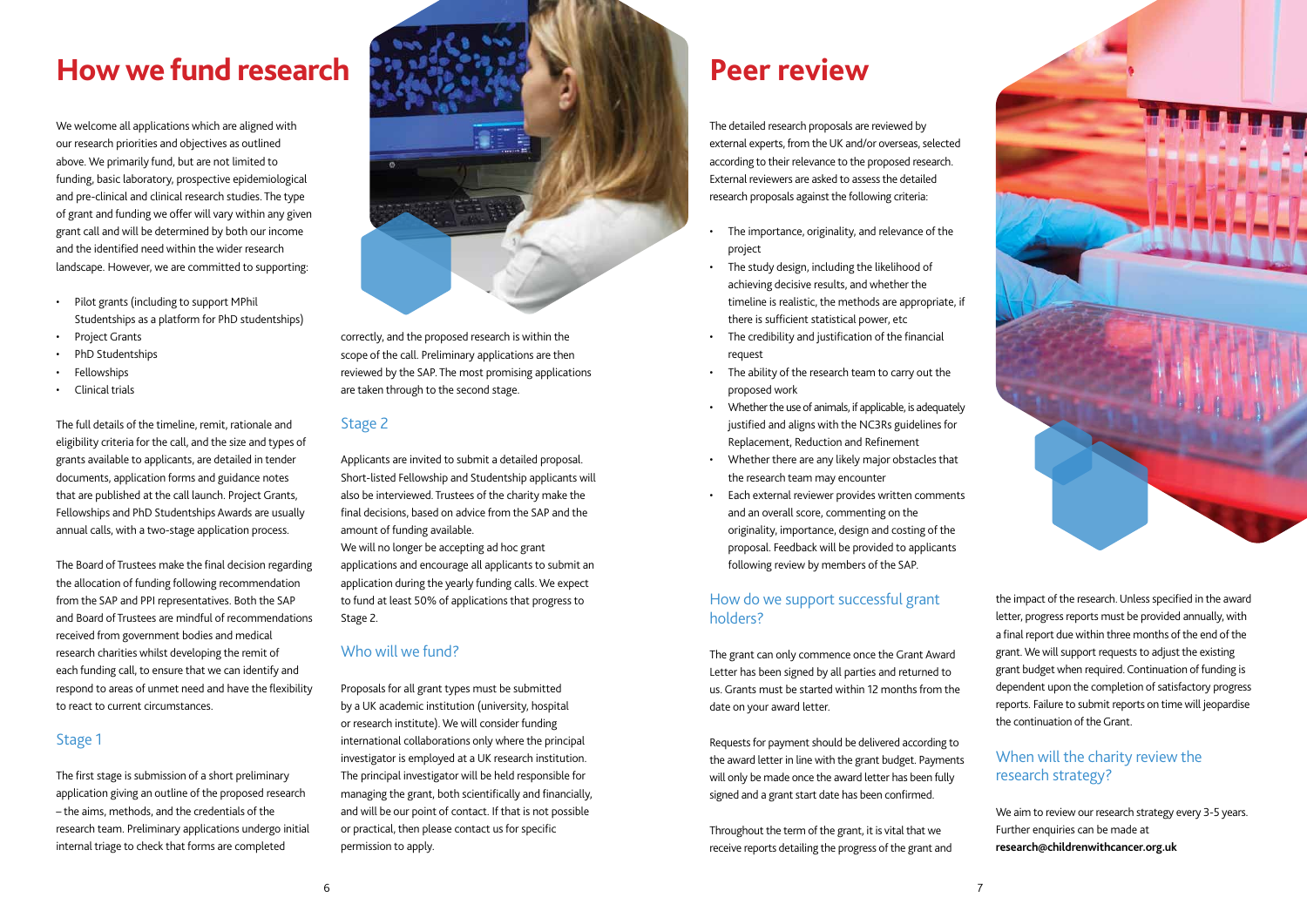# How we fund research

We welcome all applications which are aligned with our research priorities and objectives as outlined above. We primarily fund, but are not limited to funding, basic laboratory, prospective epidemiological and pre-clinical and clinical research studies. The type of grant and funding we offer will vary within any given grant call and will be determined by both our income and the identified need within the wider research landscape. However, we are committed to supporting:

- Pilot grants (including to support MPhil Studentships as a platform for PhD studentships)
- Project Grants
- PhD Studentships
- Fellowships
- Clinical trials

The full details of the timeline, remit, rationale and eligibility criteria for the call, and the size and types of grants available to applicants, are detailed in tender documents, application forms and guidance notes that are published at the call launch. Project Grants, Fellowships and PhD Studentships Awards are usually annual calls, with a two-stage application process.

The Board of Trustees make the final decision regarding the allocation of funding following recommendation from the SAP and PPI representatives. Both the SAP and Board of Trustees are mindful of recommendations received from government bodies and medical research charities whilst developing the remit of each funding call, to ensure that we can identify and respond to areas of unmet need and have the flexibility to react to current circumstances.

## Stage 1

The first stage is submission of a short preliminary application giving an outline of the proposed research – the aims, methods, and the credentials of the research team. Preliminary applications undergo initial internal triage to check that forms are completed correctly, and the proposed research is within the scope of the call. Preliminary applications are then reviewed by the SAP. The most promising applications are taken through to the second stage.

## Stage 2

Applicants are invited to submit a detailed proposal. Short-listed Fellowship and Studentship applicants will also be interviewed. Trustees of the charity make the final decisions, based on advice from the SAP and the amount of funding available.
We will no longer be accepting ad hoc grant applications and encourage all applicants to submit an application during the yearly funding calls. We expect to fund at least 50% of applications that progress to Stage 2.

## Who will we fund?

Proposals for all grant types must be submitted by a UK academic institution (university, hospital or research institute). We will consider funding international collaborations only where the principal investigator is employed at a UK research institution. The principal investigator will be held responsible for managing the grant, both scientifically and financially, and will be our point of contact. If that is not possible or practical, then please contact us for specific permission to apply.

# Peer review

The detailed research proposals are reviewed by external experts, from the UK and/or overseas, selected according to their relevance to the proposed research. External reviewers are asked to assess the detailed research proposals against the following criteria:

- The importance, originality, and relevance of the project
- The study design, including the likelihood of achieving decisive results, and whether the timeline is realistic, the methods are appropriate, if there is sufficient statistical power, etc
- The credibility and justification of the financial request
- The ability of the research team to carry out the proposed work
- Whether the use of animals, if applicable, is adequately justified and aligns with the NC3Rs guidelines for Replacement, Reduction and Refinement
- Whether there are any likely major obstacles that the research team may encounter
- Each external reviewer provides written comments and an overall score, commenting on the originality, importance, design and costing of the proposal. Feedback will be provided to applicants following review by members of the SAP.

## How do we support successful grant holders?

The grant can only commence once the Grant Award Letter has been signed by all parties and returned to us. Grants must be started within 12 months from the date on your award letter.

Requests for payment should be delivered according to the award letter in line with the grant budget. Payments will only be made once the award letter has been fully signed and a grant start date has been confirmed.

Throughout the term of the grant, it is vital that we receive reports detailing the progress of the grant and the impact of the research. Unless specified in the award letter, progress reports must be provided annually, with a final report due within three months of the end of the grant. We will support requests to adjust the existing grant budget when required. Continuation of funding is dependent upon the completion of satisfactory progress reports. Failure to submit reports on time will jeopardise the continuation of the Grant.

## When will the charity review the research strategy?

We aim to review our research strategy every 3-5 years. Further enquiries can be made at **research@childrenwithcancer.org.uk**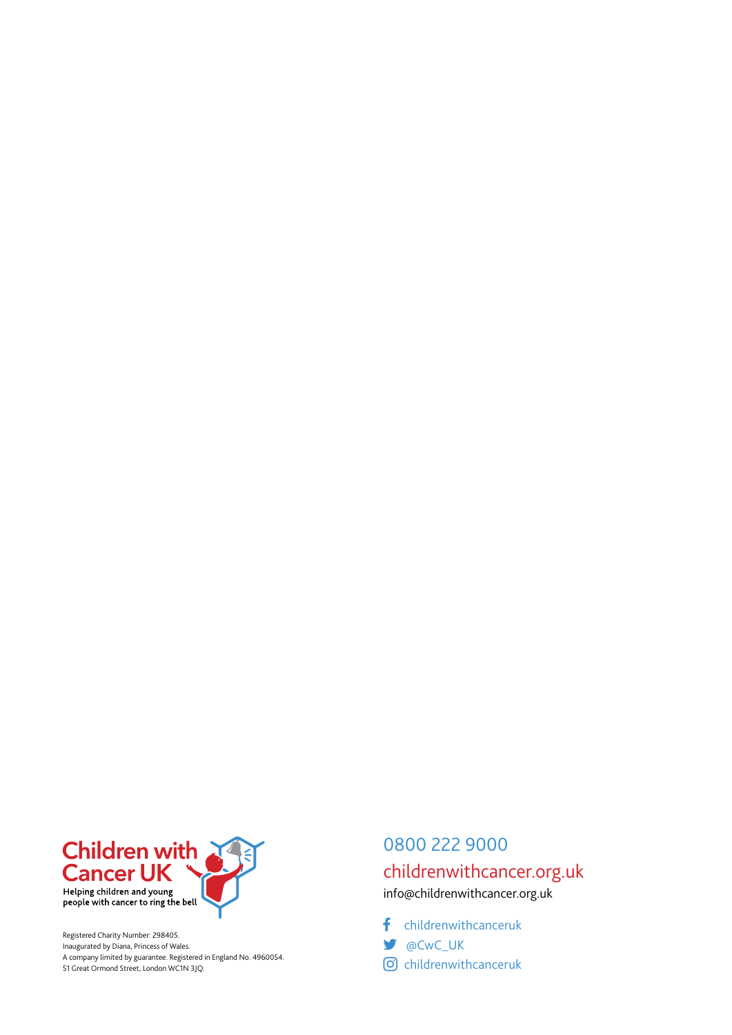Children with Cancer UK

Helping children and young people with cancer to ring the bell

Registered Charity Number: 298405.
Inaugurated by Diana, Princess of Wales.
A company limited by guarantee. Registered in England No. 4960054.
51 Great Ormond Street, London WC1N 3JQ.

0800 222 9000

childrenwithcancer.org.uk

info@childrenwithcancer.org.uk

childrenwithcanceruk

@CwC_UK

childrenwithcanceruk